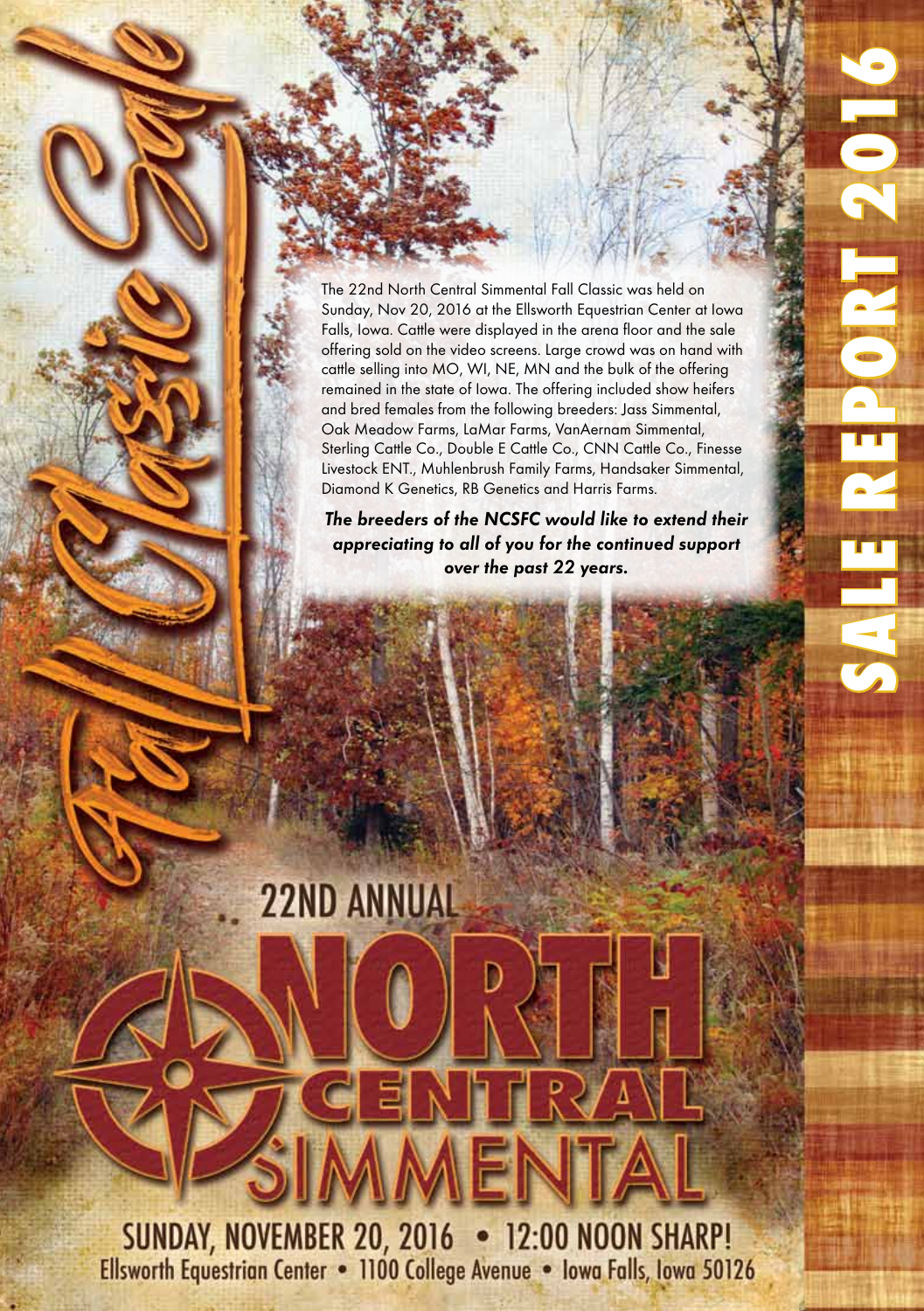# SALE REPORT 2016

## Fall Classic Sale

The 22nd North Central Simmental Fall Classic was held on Sunday, Nov 20, 2016 at the Ellsworth Equestrian Center at Iowa Falls, Iowa. Cattle were displayed in the arena floor and the sale offering sold on the video screens. Large crowd was on hand with cattle selling into MO, WI, NE, MN and the bulk of the offering remained in the state of Iowa. The offering included show heifers and bred females from the following breeders: Jass Simmental, Oak Meadow Farms, LaMar Farms, VanAernam Simmental, Sterling Cattle Co., Double E Cattle Co., CNN Cattle Co., Finesse Livestock ENT., Muhlenbrush Family Farms, Handsaker Simmental, Diamond K Genetics, RB Genetics and Harris Farms.

***The breeders of the NCSFC would like to extend their appreciating to all of you for the continued support over the past 22 years.***

22ND ANNUAL

# NORTH CENTRAL SIMMENTAL

SUNDAY, NOVEMBER 20, 2016 • 12:00 NOON SHARP!

Ellsworth Equestrian Center • 1100 College Avenue • Iowa Falls, Iowa 50126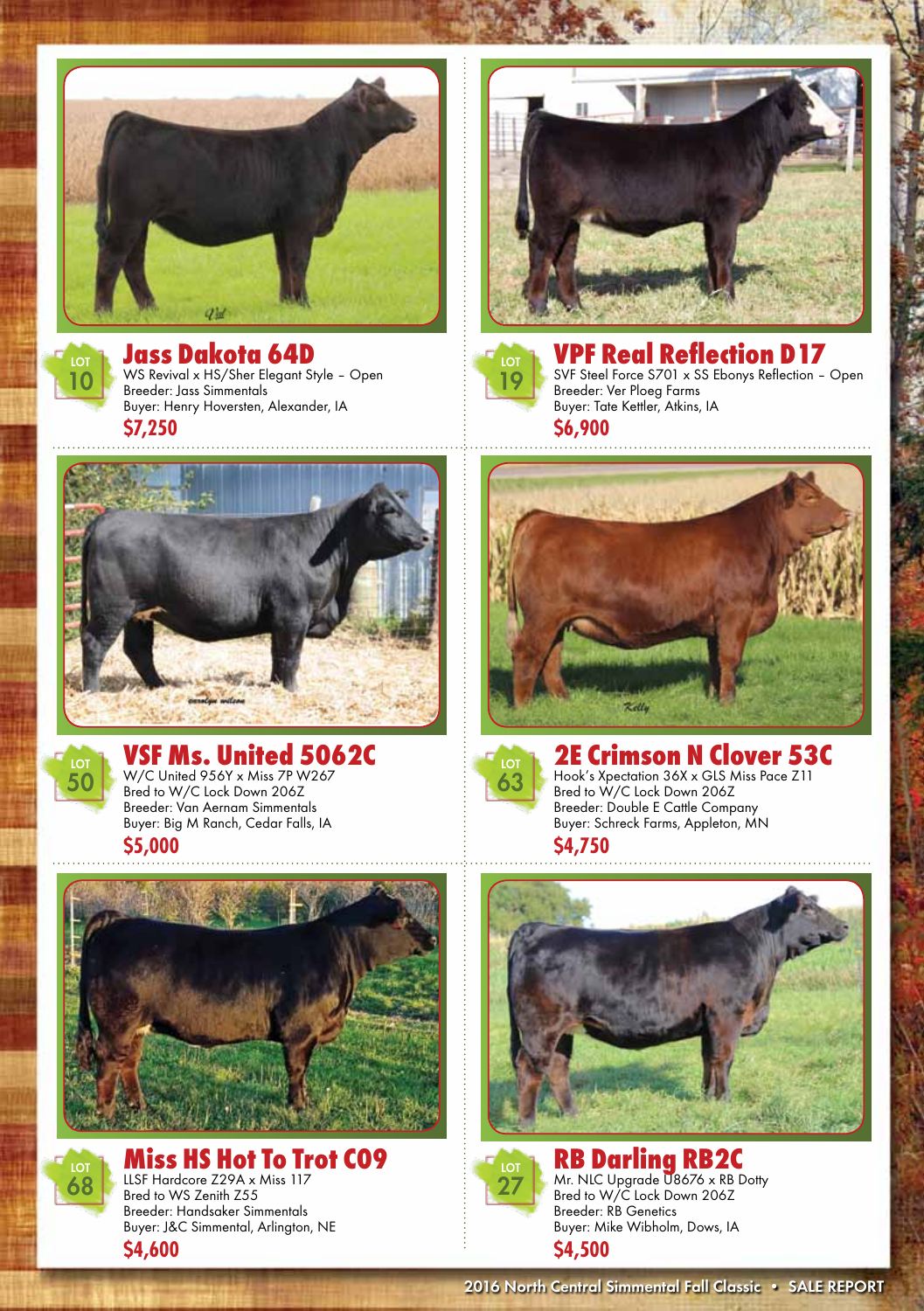LOT 10

## Jass Dakota 64D

WS Revival x HS/Sher Elegant Style – Open
Breeder: Jass Simmentals
Buyer: Henry Hoversten, Alexander, IA

**$7,250**

LOT 19

## VPF Real Reflection D17

SVF Steel Force S701 x SS Ebonys Reflection – Open
Breeder: Ver Ploeg Farms
Buyer: Tate Kettler, Atkins, IA

**$6,900**

LOT 50

## VSF Ms. United 5062C

W/C United 956Y x Miss 7P W267
Bred to W/C Lock Down 206Z
Breeder: Van Aernam Simmentals
Buyer: Big M Ranch, Cedar Falls, IA

**$5,000**

LOT 63

## 2E Crimson N Clover 53C

Hook's Xpectation 36X x GLS Miss Pace Z11
Bred to W/C Lock Down 206Z
Breeder: Double E Cattle Company
Buyer: Schreck Farms, Appleton, MN

**$4,750**

LOT 68

## Miss HS Hot To Trot C09

LLSF Hardcore Z29A x Miss 117
Bred to WS Zenith Z55
Breeder: Handsaker Simmentals
Buyer: J&C Simmental, Arlington, NE

**$4,600**

LOT 27

## RB Darling RB2C

Mr. NLC Upgrade U8676 x RB Dotty
Bred to W/C Lock Down 206Z
Breeder: RB Genetics
Buyer: Mike Wibholm, Dows, IA

**$4,500**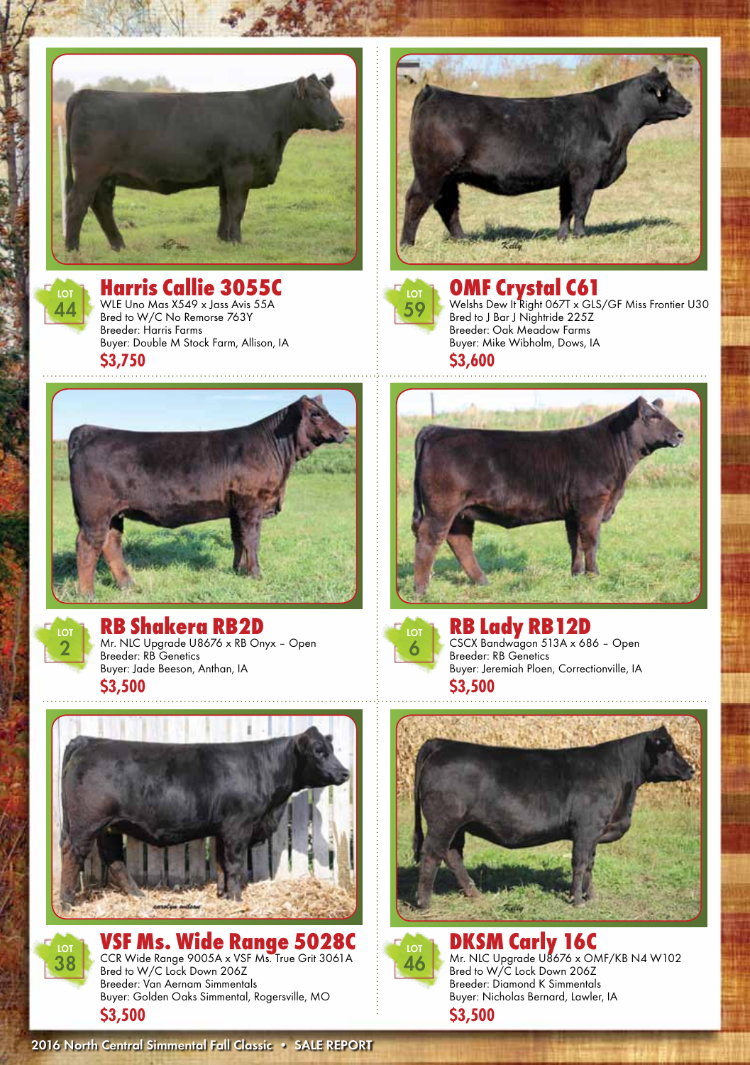LOT 44

## Harris Callie 3055C

WLE Uno Mas X549 x Jass Avis 55A
Bred to W/C No Remorse 763Y
Breeder: Harris Farms
Buyer: Double M Stock Farm, Allison, IA

**$3,750**

LOT 59

## OMF Crystal C61

Welshs Dew It Right 067T x GLS/GF Miss Frontier U30
Bred to J Bar J Nightride 225Z
Breeder: Oak Meadow Farms
Buyer: Mike Wibholm, Dows, IA

**$3,600**

LOT 2

## RB Shakera RB2D

Mr. NLC Upgrade U8676 x RB Onyx – Open
Breeder: RB Genetics
Buyer: Jade Beeson, Anthan, IA

**$3,500**

LOT 6

## RB Lady RB12D

CSCX Bandwagon 513A x 686 – Open
Breeder: RB Genetics
Buyer: Jeremiah Ploen, Correctionville, IA

**$3,500**

LOT 38

## VSF Ms. Wide Range 5028C

CCR Wide Range 9005A x VSF Ms. True Grit 3061A
Bred to W/C Lock Down 206Z
Breeder: Van Aernam Simmentals
Buyer: Golden Oaks Simmental, Rogersville, MO

**$3,500**

LOT 46

## DKSM Carly 16C

Mr. NLC Upgrade U8676 x OMF/KB N4 W102
Bred to W/C Lock Down 206Z
Breeder: Diamond K Simmentals
Buyer: Nicholas Bernard, Lawler, IA

**$3,500**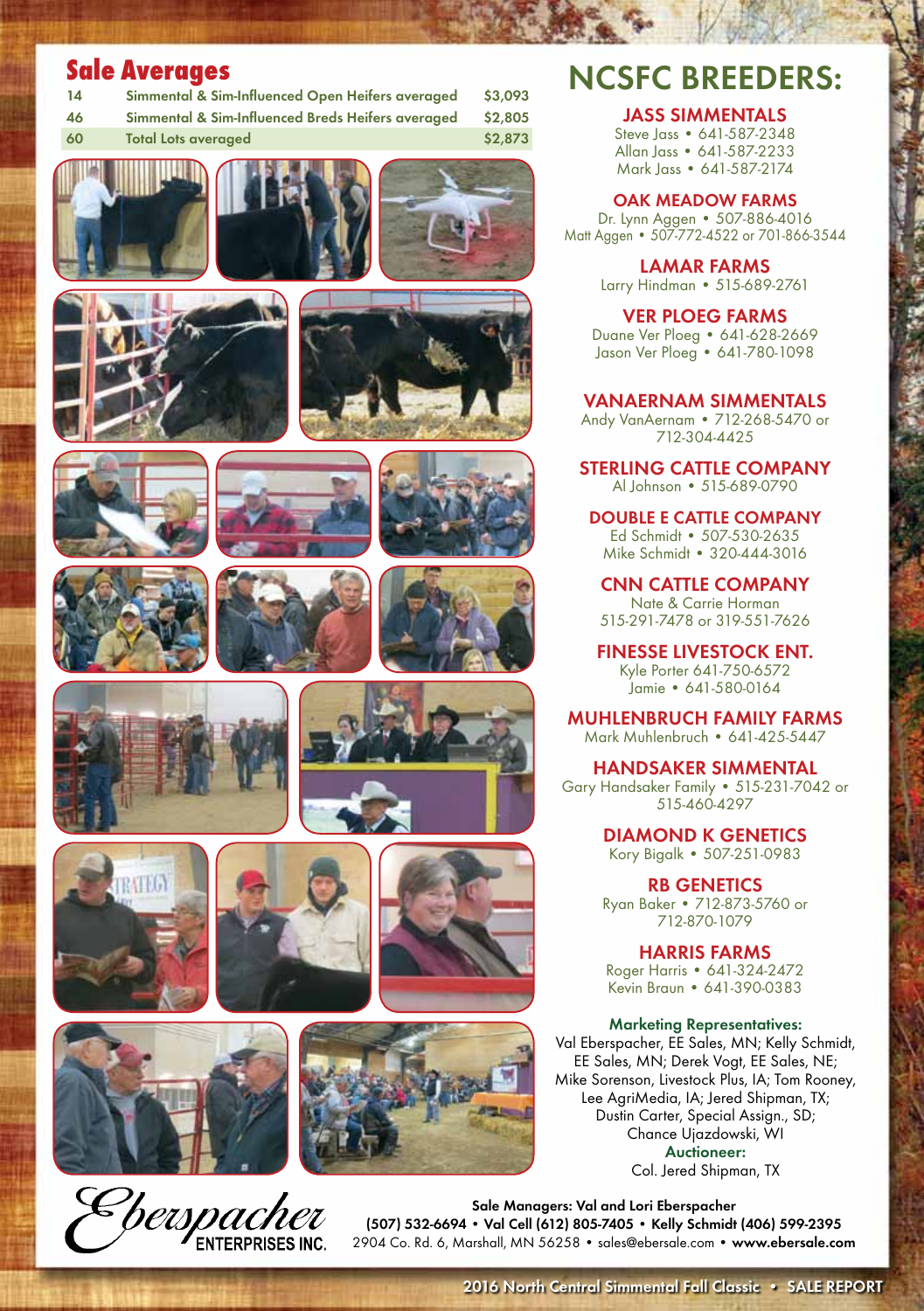## Sale Averages

| | | |
|---|---|---|
| 14 | Simmental & Sim-Influenced Open Heifers averaged | $3,093 |
| 46 | Simmental & Sim-Influenced Breds Heifers averaged | $2,805 |
| 60 | Total Lots averaged | $2,873 |

# NCSFC BREEDERS:

**JASS SIMMENTALS**
Steve Jass • 641-587-2348
Allan Jass • 641-587-2233
Mark Jass • 641-587-2174

**OAK MEADOW FARMS**
Dr. Lynn Aggen • 507-886-4016
Matt Aggen • 507-772-4522 or 701-866-3544

**LAMAR FARMS**
Larry Hindman • 515-689-2761

**VER PLOEG FARMS**
Duane Ver Ploeg • 641-628-2669
Jason Ver Ploeg • 641-780-1098

**VANAERNAM SIMMENTALS**
Andy VanAernam • 712-268-5470 or 712-304-4425

**STERLING CATTLE COMPANY**
Al Johnson • 515-689-0790

**DOUBLE E CATTLE COMPANY**
Ed Schmidt • 507-530-2635
Mike Schmidt • 320-444-3016

**CNN CATTLE COMPANY**
Nate & Carrie Horman
515-291-7478 or 319-551-7626

**FINESSE LIVESTOCK ENT.**
Kyle Porter 641-750-6572
Jamie • 641-580-0164

**MUHLENBRUCH FAMILY FARMS**
Mark Muhlenbruch • 641-425-5447

**HANDSAKER SIMMENTAL**
Gary Handsaker Family • 515-231-7042 or 515-460-4297

**DIAMOND K GENETICS**
Kory Bigalk • 507-251-0983

**RB GENETICS**
Ryan Baker • 712-873-5760 or 712-870-1079

**HARRIS FARMS**
Roger Harris • 641-324-2472
Kevin Braun • 641-390-0383

**Marketing Representatives:**
Val Eberspacher, EE Sales, MN; Kelly Schmidt, EE Sales, MN; Derek Vogt, EE Sales, NE; Mike Sorenson, Livestock Plus, IA; Tom Rooney, Lee AgriMedia, IA; Jered Shipman, TX; Dustin Carter, Special Assign., SD; Chance Ujazdowski, WI

**Auctioneer:**
Col. Jered Shipman, TX

Eberspacher ENTERPRISES INC.

**Sale Managers: Val and Lori Eberspacher**
**(507) 532-6694 • Val Cell (612) 805-7405 • Kelly Schmidt (406) 599-2395**
2904 Co. Rd. 6, Marshall, MN 56258 • sales@ebersale.com • **www.ebersale.com**

2016 North Central Simmental Fall Classic • SALE REPORT